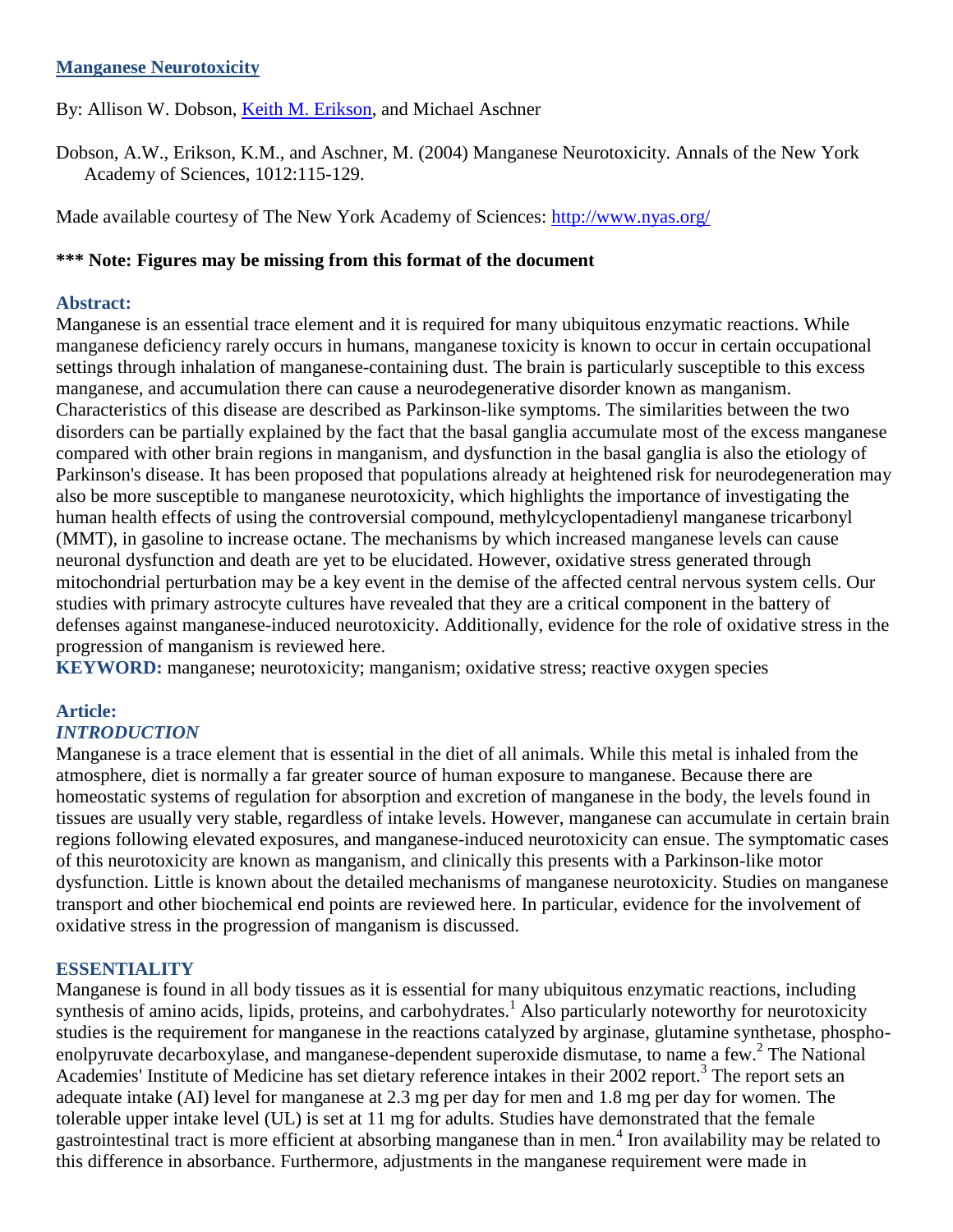# Manganese Neurotoxicity

By: Allison W. Dobson, Keith M. Erikson, and Michael Aschner

Dobson, A.W., Erikson, K.M., and Aschner, M. (2004) Manganese Neurotoxicity. Annals of the New York Academy of Sciences, 1012:115-129.

Made available courtesy of The New York Academy of Sciences: http://www.nyas.org/

**\*\*\* Note: Figures may be missing from this format of the document**

## Abstract:

Manganese is an essential trace element and it is required for many ubiquitous enzymatic reactions. While manganese deficiency rarely occurs in humans, manganese toxicity is known to occur in certain occupational settings through inhalation of manganese-containing dust. The brain is particularly susceptible to this excess manganese, and accumulation there can cause a neurodegenerative disorder known as manganism. Characteristics of this disease are described as Parkinson-like symptoms. The similarities between the two disorders can be partially explained by the fact that the basal ganglia accumulate most of the excess manganese compared with other brain regions in manganism, and dysfunction in the basal ganglia is also the etiology of Parkinson's disease. It has been proposed that populations already at heightened risk for neurodegeneration may also be more susceptible to manganese neurotoxicity, which highlights the importance of investigating the human health effects of using the controversial compound, methylcyclopentadienyl manganese tricarbonyl (MMT), in gasoline to increase octane. The mechanisms by which increased manganese levels can cause neuronal dysfunction and death are yet to be elucidated. However, oxidative stress generated through mitochondrial perturbation may be a key event in the demise of the affected central nervous system cells. Our studies with primary astrocyte cultures have revealed that they are a critical component in the battery of defenses against manganese-induced neurotoxicity. Additionally, evidence for the role of oxidative stress in the progression of manganism is reviewed here.

**KEYWORD:** manganese; neurotoxicity; manganism; oxidative stress; reactive oxygen species

## Article:

### *INTRODUCTION*

Manganese is a trace element that is essential in the diet of all animals. While this metal is inhaled from the atmosphere, diet is normally a far greater source of human exposure to manganese. Because there are homeostatic systems of regulation for absorption and excretion of manganese in the body, the levels found in tissues are usually very stable, regardless of intake levels. However, manganese can accumulate in certain brain regions following elevated exposures, and manganese-induced neurotoxicity can ensue. The symptomatic cases of this neurotoxicity are known as manganism, and clinically this presents with a Parkinson-like motor dysfunction. Little is known about the detailed mechanisms of manganese neurotoxicity. Studies on manganese transport and other biochemical end points are reviewed here. In particular, evidence for the involvement of oxidative stress in the progression of manganism is discussed.

### ESSENTIALITY

Manganese is found in all body tissues as it is essential for many ubiquitous enzymatic reactions, including synthesis of amino acids, lipids, proteins, and carbohydrates.[1] Also particularly noteworthy for neurotoxicity studies is the requirement for manganese in the reactions catalyzed by arginase, glutamine synthetase, phospho-enolpyruvate decarboxylase, and manganese-dependent superoxide dismutase, to name a few.[2] The National Academies' Institute of Medicine has set dietary reference intakes in their 2002 report.[3] The report sets an adequate intake (AI) level for manganese at 2.3 mg per day for men and 1.8 mg per day for women. The tolerable upper intake level (UL) is set at 11 mg for adults. Studies have demonstrated that the female gastrointestinal tract is more efficient at absorbing manganese than in men.[4] Iron availability may be related to this difference in absorbance. Furthermore, adjustments in the manganese requirement were made in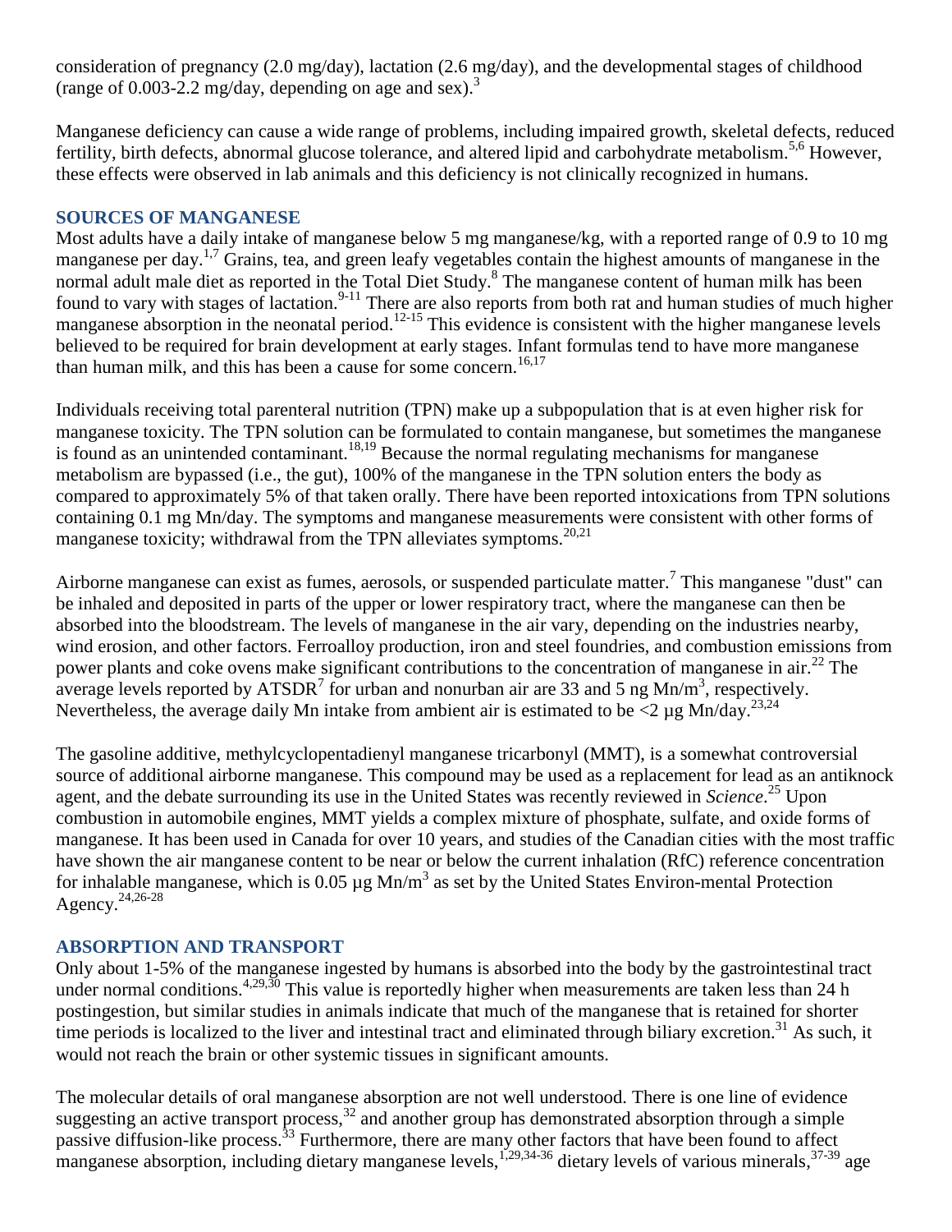consideration of pregnancy (2.0 mg/day), lactation (2.6 mg/day), and the developmental stages of childhood (range of 0.003-2.2 mg/day, depending on age and sex).[3]

Manganese deficiency can cause a wide range of problems, including impaired growth, skeletal defects, reduced fertility, birth defects, abnormal glucose tolerance, and altered lipid and carbohydrate metabolism.[5,6] However, these effects were observed in lab animals and this deficiency is not clinically recognized in humans.

## SOURCES OF MANGANESE

Most adults have a daily intake of manganese below 5 mg manganese/kg, with a reported range of 0.9 to 10 mg manganese per day.[1,7] Grains, tea, and green leafy vegetables contain the highest amounts of manganese in the normal adult male diet as reported in the Total Diet Study.[8] The manganese content of human milk has been found to vary with stages of lactation.[9-11] There are also reports from both rat and human studies of much higher manganese absorption in the neonatal period.[12-15] This evidence is consistent with the higher manganese levels believed to be required for brain development at early stages. Infant formulas tend to have more manganese than human milk, and this has been a cause for some concern.[16,17]

Individuals receiving total parenteral nutrition (TPN) make up a subpopulation that is at even higher risk for manganese toxicity. The TPN solution can be formulated to contain manganese, but sometimes the manganese is found as an unintended contaminant.[18,19] Because the normal regulating mechanisms for manganese metabolism are bypassed (i.e., the gut), 100% of the manganese in the TPN solution enters the body as compared to approximately 5% of that taken orally. There have been reported intoxications from TPN solutions containing 0.1 mg Mn/day. The symptoms and manganese measurements were consistent with other forms of manganese toxicity; withdrawal from the TPN alleviates symptoms.[20,21]

Airborne manganese can exist as fumes, aerosols, or suspended particulate matter.[7] This manganese "dust" can be inhaled and deposited in parts of the upper or lower respiratory tract, where the manganese can then be absorbed into the bloodstream. The levels of manganese in the air vary, depending on the industries nearby, wind erosion, and other factors. Ferroalloy production, iron and steel foundries, and combustion emissions from power plants and coke ovens make significant contributions to the concentration of manganese in air.[22] The average levels reported by ATSDR[7] for urban and nonurban air are 33 and 5 ng Mn/$m^3$, respectively. Nevertheless, the average daily Mn intake from ambient air is estimated to be <2 µg Mn/day.[23,24]

The gasoline additive, methylcyclopentadienyl manganese tricarbonyl (MMT), is a somewhat controversial source of additional airborne manganese. This compound may be used as a replacement for lead as an antiknock agent, and the debate surrounding its use in the United States was recently reviewed in *Science*.[25] Upon combustion in automobile engines, MMT yields a complex mixture of phosphate, sulfate, and oxide forms of manganese. It has been used in Canada for over 10 years, and studies of the Canadian cities with the most traffic have shown the air manganese content to be near or below the current inhalation (RfC) reference concentration for inhalable manganese, which is 0.05 µg Mn/$m^3$ as set by the United States Environ-mental Protection Agency.[24,26-28]

## ABSORPTION AND TRANSPORT

Only about 1-5% of the manganese ingested by humans is absorbed into the body by the gastrointestinal tract under normal conditions.[4,29,30] This value is reportedly higher when measurements are taken less than 24 h postingestion, but similar studies in animals indicate that much of the manganese that is retained for shorter time periods is localized to the liver and intestinal tract and eliminated through biliary excretion.[31] As such, it would not reach the brain or other systemic tissues in significant amounts.

The molecular details of oral manganese absorption are not well understood. There is one line of evidence suggesting an active transport process,[32] and another group has demonstrated absorption through a simple passive diffusion-like process.[33] Furthermore, there are many other factors that have been found to affect manganese absorption, including dietary manganese levels,[1,29,34-36] dietary levels of various minerals,[37-39] age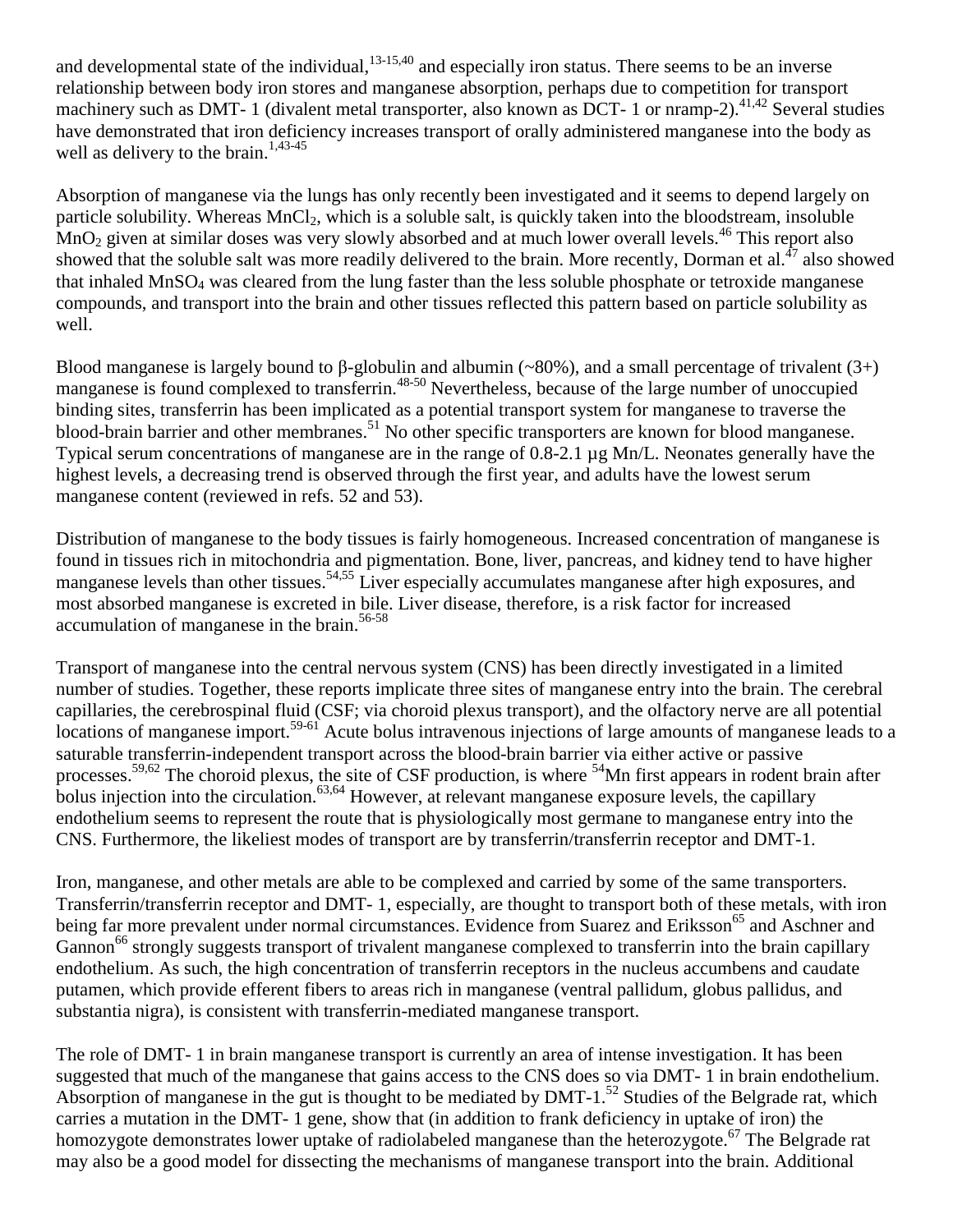and developmental state of the individual,[13-15,40] and especially iron status. There seems to be an inverse relationship between body iron stores and manganese absorption, perhaps due to competition for transport machinery such as DMT- 1 (divalent metal transporter, also known as DCT- 1 or nramp-2).[41,42] Several studies have demonstrated that iron deficiency increases transport of orally administered manganese into the body as well as delivery to the brain.[1,43-45]

Absorption of manganese via the lungs has only recently been investigated and it seems to depend largely on particle solubility. Whereas $MnCl_2$, which is a soluble salt, is quickly taken into the bloodstream, insoluble $MnO_2$ given at similar doses was very slowly absorbed and at much lower overall levels.[46] This report also showed that the soluble salt was more readily delivered to the brain. More recently, Dorman et al.[47] also showed that inhaled $MnSO_4$ was cleared from the lung faster than the less soluble phosphate or tetroxide manganese compounds, and transport into the brain and other tissues reflected this pattern based on particle solubility as well.

Blood manganese is largely bound to β-globulin and albumin (~80%), and a small percentage of trivalent (3+) manganese is found complexed to transferrin.[48-50] Nevertheless, because of the large number of unoccupied binding sites, transferrin has been implicated as a potential transport system for manganese to traverse the blood-brain barrier and other membranes.[51] No other specific transporters are known for blood manganese. Typical serum concentrations of manganese are in the range of 0.8-2.1 µg Mn/L. Neonates generally have the highest levels, a decreasing trend is observed through the first year, and adults have the lowest serum manganese content (reviewed in refs. 52 and 53).

Distribution of manganese to the body tissues is fairly homogeneous. Increased concentration of manganese is found in tissues rich in mitochondria and pigmentation. Bone, liver, pancreas, and kidney tend to have higher manganese levels than other tissues.[54,55] Liver especially accumulates manganese after high exposures, and most absorbed manganese is excreted in bile. Liver disease, therefore, is a risk factor for increased accumulation of manganese in the brain.[56-58]

Transport of manganese into the central nervous system (CNS) has been directly investigated in a limited number of studies. Together, these reports implicate three sites of manganese entry into the brain. The cerebral capillaries, the cerebrospinal fluid (CSF; via choroid plexus transport), and the olfactory nerve are all potential locations of manganese import.[59-61] Acute bolus intravenous injections of large amounts of manganese leads to a saturable transferrin-independent transport across the blood-brain barrier via either active or passive processes.[59,62] The choroid plexus, the site of CSF production, is where $^{54}$Mn first appears in rodent brain after bolus injection into the circulation.[63,64] However, at relevant manganese exposure levels, the capillary endothelium seems to represent the route that is physiologically most germane to manganese entry into the CNS. Furthermore, the likeliest modes of transport are by transferrin/transferrin receptor and DMT-1.

Iron, manganese, and other metals are able to be complexed and carried by some of the same transporters. Transferrin/transferrin receptor and DMT- 1, especially, are thought to transport both of these metals, with iron being far more prevalent under normal circumstances. Evidence from Suarez and Eriksson[65] and Aschner and Gannon[66] strongly suggests transport of trivalent manganese complexed to transferrin into the brain capillary endothelium. As such, the high concentration of transferrin receptors in the nucleus accumbens and caudate putamen, which provide efferent fibers to areas rich in manganese (ventral pallidum, globus pallidus, and substantia nigra), is consistent with transferrin-mediated manganese transport.

The role of DMT- 1 in brain manganese transport is currently an area of intense investigation. It has been suggested that much of the manganese that gains access to the CNS does so via DMT- 1 in brain endothelium. Absorption of manganese in the gut is thought to be mediated by DMT-1.[52] Studies of the Belgrade rat, which carries a mutation in the DMT- 1 gene, show that (in addition to frank deficiency in uptake of iron) the homozygote demonstrates lower uptake of radiolabeled manganese than the heterozygote.[67] The Belgrade rat may also be a good model for dissecting the mechanisms of manganese transport into the brain. Additional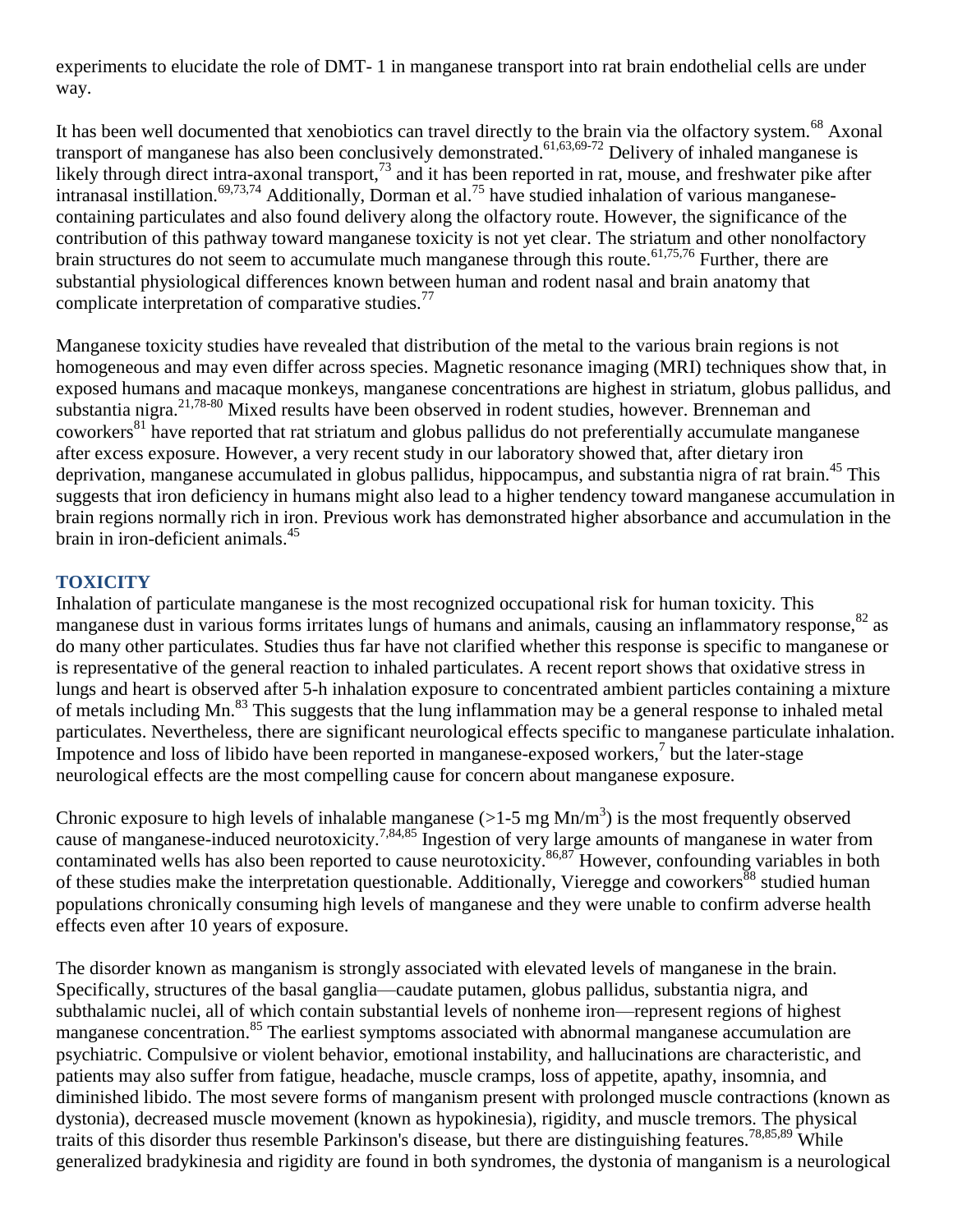experiments to elucidate the role of DMT- 1 in manganese transport into rat brain endothelial cells are under way.

It has been well documented that xenobiotics can travel directly to the brain via the olfactory system.[68] Axonal transport of manganese has also been conclusively demonstrated.[61,63,69-72] Delivery of inhaled manganese is likely through direct intra-axonal transport,[73] and it has been reported in rat, mouse, and freshwater pike after intranasal instillation.[69,73,74] Additionally, Dorman et al.[75] have studied inhalation of various manganese-containing particulates and also found delivery along the olfactory route. However, the significance of the contribution of this pathway toward manganese toxicity is not yet clear. The striatum and other nonolfactory brain structures do not seem to accumulate much manganese through this route.[61,75,76] Further, there are substantial physiological differences known between human and rodent nasal and brain anatomy that complicate interpretation of comparative studies.[77]

Manganese toxicity studies have revealed that distribution of the metal to the various brain regions is not homogeneous and may even differ across species. Magnetic resonance imaging (MRI) techniques show that, in exposed humans and macaque monkeys, manganese concentrations are highest in striatum, globus pallidus, and substantia nigra.[21,78-80] Mixed results have been observed in rodent studies, however. Brenneman and coworkers[81] have reported that rat striatum and globus pallidus do not preferentially accumulate manganese after excess exposure. However, a very recent study in our laboratory showed that, after dietary iron deprivation, manganese accumulated in globus pallidus, hippocampus, and substantia nigra of rat brain.[45] This suggests that iron deficiency in humans might also lead to a higher tendency toward manganese accumulation in brain regions normally rich in iron. Previous work has demonstrated higher absorbance and accumulation in the brain in iron-deficient animals.[45]

## TOXICITY

Inhalation of particulate manganese is the most recognized occupational risk for human toxicity. This manganese dust in various forms irritates lungs of humans and animals, causing an inflammatory response,[82] as do many other particulates. Studies thus far have not clarified whether this response is specific to manganese or is representative of the general reaction to inhaled particulates. A recent report shows that oxidative stress in lungs and heart is observed after 5-h inhalation exposure to concentrated ambient particles containing a mixture of metals including Mn.[83] This suggests that the lung inflammation may be a general response to inhaled metal particulates. Nevertheless, there are significant neurological effects specific to manganese particulate inhalation. Impotence and loss of libido have been reported in manganese-exposed workers,[7] but the later-stage neurological effects are the most compelling cause for concern about manganese exposure.

Chronic exposure to high levels of inhalable manganese (>1-5 mg $Mn/m^3$) is the most frequently observed cause of manganese-induced neurotoxicity.[7,84,85] Ingestion of very large amounts of manganese in water from contaminated wells has also been reported to cause neurotoxicity.[86,87] However, confounding variables in both of these studies make the interpretation questionable. Additionally, Vieregge and coworkers[88] studied human populations chronically consuming high levels of manganese and they were unable to confirm adverse health effects even after 10 years of exposure.

The disorder known as manganism is strongly associated with elevated levels of manganese in the brain. Specifically, structures of the basal ganglia—caudate putamen, globus pallidus, substantia nigra, and subthalamic nuclei, all of which contain substantial levels of nonheme iron—represent regions of highest manganese concentration.[85] The earliest symptoms associated with abnormal manganese accumulation are psychiatric. Compulsive or violent behavior, emotional instability, and hallucinations are characteristic, and patients may also suffer from fatigue, headache, muscle cramps, loss of appetite, apathy, insomnia, and diminished libido. The most severe forms of manganism present with prolonged muscle contractions (known as dystonia), decreased muscle movement (known as hypokinesia), rigidity, and muscle tremors. The physical traits of this disorder thus resemble Parkinson's disease, but there are distinguishing features.[78,85,89] While generalized bradykinesia and rigidity are found in both syndromes, the dystonia of manganism is a neurological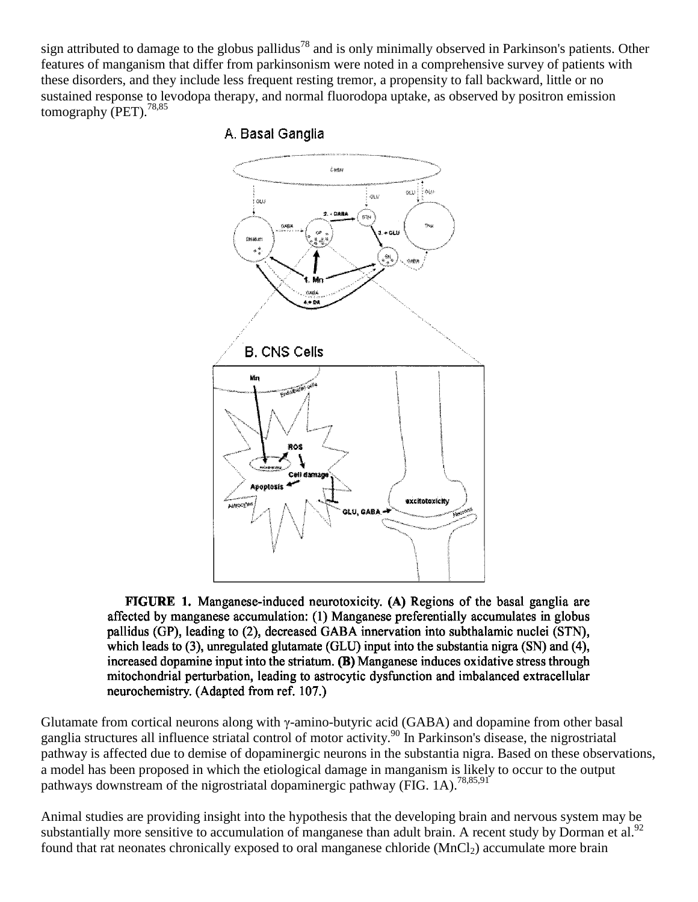sign attributed to damage to the globus pallidus[78] and is only minimally observed in Parkinson's patients. Other features of manganism that differ from parkinsonism were noted in a comprehensive survey of patients with these disorders, and they include less frequent resting tremor, a propensity to fall backward, little or no sustained response to levodopa therapy, and normal fluorodopa uptake, as observed by positron emission tomography (PET).[78,85]

**FIGURE 1.** Manganese-induced neurotoxicity. **(A)** Regions of the basal ganglia are affected by manganese accumulation: (1) Manganese preferentially accumulates in globus pallidus (GP), leading to (2), decreased GABA innervation into subthalamic nuclei (STN), which leads to (3), unregulated glutamate (GLU) input into the substantia nigra (SN) and (4), increased dopamine input into the striatum. **(B)** Manganese induces oxidative stress through mitochondrial perturbation, leading to astrocytic dysfunction and imbalanced extracellular neurochemistry. (Adapted from ref. 107.)

Glutamate from cortical neurons along with γ-amino-butyric acid (GABA) and dopamine from other basal ganglia structures all influence striatal control of motor activity.[90] In Parkinson's disease, the nigrostriatal pathway is affected due to demise of dopaminergic neurons in the substantia nigra. Based on these observations, a model has been proposed in which the etiological damage in manganism is likely to occur to the output pathways downstream of the nigrostriatal dopaminergic pathway (FIG. 1A).[78,85,91]

Animal studies are providing insight into the hypothesis that the developing brain and nervous system may be substantially more sensitive to accumulation of manganese than adult brain. A recent study by Dorman et al.[92] found that rat neonates chronically exposed to oral manganese chloride ($MnCl_2$) accumulate more brain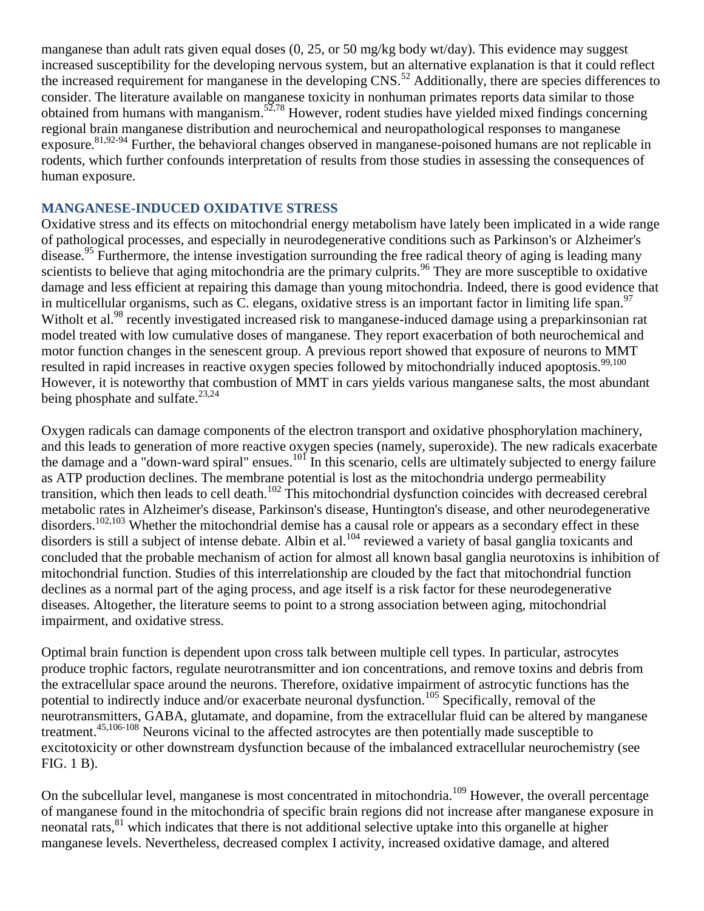manganese than adult rats given equal doses (0, 25, or 50 mg/kg body wt/day). This evidence may suggest increased susceptibility for the developing nervous system, but an alternative explanation is that it could reflect the increased requirement for manganese in the developing CNS.[52] Additionally, there are species differences to consider. The literature available on manganese toxicity in nonhuman primates reports data similar to those obtained from humans with manganism.[52,78] However, rodent studies have yielded mixed findings concerning regional brain manganese distribution and neurochemical and neuropathological responses to manganese exposure.[81,92-94] Further, the behavioral changes observed in manganese-poisoned humans are not replicable in rodents, which further confounds interpretation of results from those studies in assessing the consequences of human exposure.

## MANGANESE-INDUCED OXIDATIVE STRESS

Oxidative stress and its effects on mitochondrial energy metabolism have lately been implicated in a wide range of pathological processes, and especially in neurodegenerative conditions such as Parkinson's or Alzheimer's disease.[95] Furthermore, the intense investigation surrounding the free radical theory of aging is leading many scientists to believe that aging mitochondria are the primary culprits.[96] They are more susceptible to oxidative damage and less efficient at repairing this damage than young mitochondria. Indeed, there is good evidence that in multicellular organisms, such as C. elegans, oxidative stress is an important factor in limiting life span.[97] Witholt et al.[98] recently investigated increased risk to manganese-induced damage using a preparkinsonian rat model treated with low cumulative doses of manganese. They report exacerbation of both neurochemical and motor function changes in the senescent group. A previous report showed that exposure of neurons to MMT resulted in rapid increases in reactive oxygen species followed by mitochondrially induced apoptosis.[99,100] However, it is noteworthy that combustion of MMT in cars yields various manganese salts, the most abundant being phosphate and sulfate.[23,24]

Oxygen radicals can damage components of the electron transport and oxidative phosphorylation machinery, and this leads to generation of more reactive oxygen species (namely, superoxide). The new radicals exacerbate the damage and a "down-ward spiral" ensues.[101] In this scenario, cells are ultimately subjected to energy failure as ATP production declines. The membrane potential is lost as the mitochondria undergo permeability transition, which then leads to cell death.[102] This mitochondrial dysfunction coincides with decreased cerebral metabolic rates in Alzheimer's disease, Parkinson's disease, Huntington's disease, and other neurodegenerative disorders.[102,103] Whether the mitochondrial demise has a causal role or appears as a secondary effect in these disorders is still a subject of intense debate. Albin et al.[104] reviewed a variety of basal ganglia toxicants and concluded that the probable mechanism of action for almost all known basal ganglia neurotoxins is inhibition of mitochondrial function. Studies of this interrelationship are clouded by the fact that mitochondrial function declines as a normal part of the aging process, and age itself is a risk factor for these neurodegenerative diseases. Altogether, the literature seems to point to a strong association between aging, mitochondrial impairment, and oxidative stress.

Optimal brain function is dependent upon cross talk between multiple cell types. In particular, astrocytes produce trophic factors, regulate neurotransmitter and ion concentrations, and remove toxins and debris from the extracellular space around the neurons. Therefore, oxidative impairment of astrocytic functions has the potential to indirectly induce and/or exacerbate neuronal dysfunction.[105] Specifically, removal of the neurotransmitters, GABA, glutamate, and dopamine, from the extracellular fluid can be altered by manganese treatment.[45,106-108] Neurons vicinal to the affected astrocytes are then potentially made susceptible to excitotoxicity or other downstream dysfunction because of the imbalanced extracellular neurochemistry (see FIG. 1 B).

On the subcellular level, manganese is most concentrated in mitochondria.[109] However, the overall percentage of manganese found in the mitochondria of specific brain regions did not increase after manganese exposure in neonatal rats,[81] which indicates that there is not additional selective uptake into this organelle at higher manganese levels. Nevertheless, decreased complex I activity, increased oxidative damage, and altered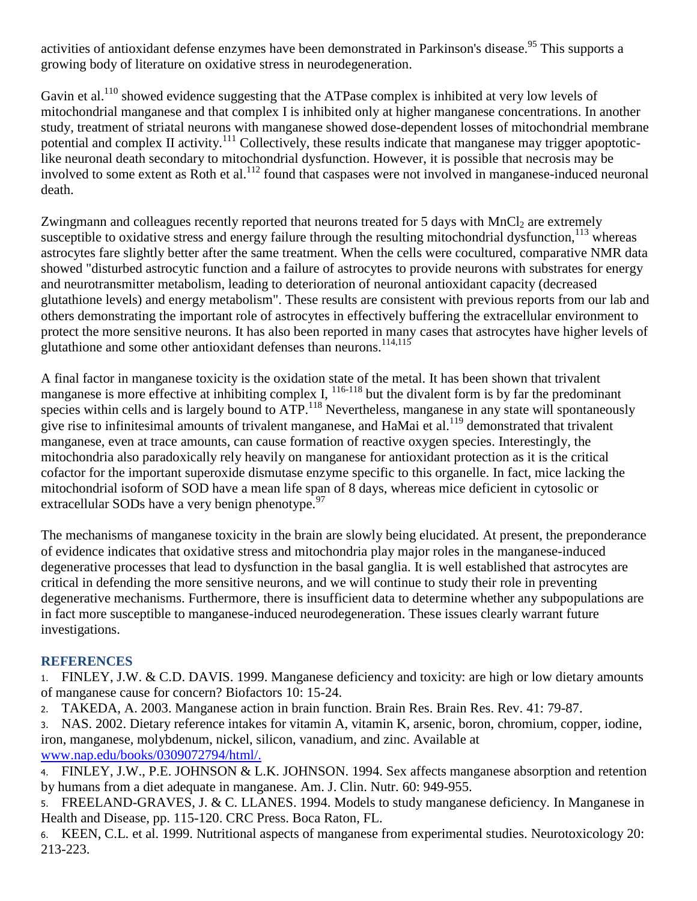activities of antioxidant defense enzymes have been demonstrated in Parkinson's disease.[95] This supports a growing body of literature on oxidative stress in neurodegeneration.

Gavin et al.[110] showed evidence suggesting that the ATPase complex is inhibited at very low levels of mitochondrial manganese and that complex I is inhibited only at higher manganese concentrations. In another study, treatment of striatal neurons with manganese showed dose-dependent losses of mitochondrial membrane potential and complex II activity.[111] Collectively, these results indicate that manganese may trigger apoptotic-like neuronal death secondary to mitochondrial dysfunction. However, it is possible that necrosis may be involved to some extent as Roth et al.[112] found that caspases were not involved in manganese-induced neuronal death.

Zwingmann and colleagues recently reported that neurons treated for 5 days with $MnCl_2$ are extremely susceptible to oxidative stress and energy failure through the resulting mitochondrial dysfunction,[113] whereas astrocytes fare slightly better after the same treatment. When the cells were cocultured, comparative NMR data showed "disturbed astrocytic function and a failure of astrocytes to provide neurons with substrates for energy and neurotransmitter metabolism, leading to deterioration of neuronal antioxidant capacity (decreased glutathione levels) and energy metabolism". These results are consistent with previous reports from our lab and others demonstrating the important role of astrocytes in effectively buffering the extracellular environment to protect the more sensitive neurons. It has also been reported in many cases that astrocytes have higher levels of glutathione and some other antioxidant defenses than neurons.[114,115]

A final factor in manganese toxicity is the oxidation state of the metal. It has been shown that trivalent manganese is more effective at inhibiting complex I, [116-118] but the divalent form is by far the predominant species within cells and is largely bound to ATP.[118] Nevertheless, manganese in any state will spontaneously give rise to infinitesimal amounts of trivalent manganese, and HaMai et al.[119] demonstrated that trivalent manganese, even at trace amounts, can cause formation of reactive oxygen species. Interestingly, the mitochondria also paradoxically rely heavily on manganese for antioxidant protection as it is the critical cofactor for the important superoxide dismutase enzyme specific to this organelle. In fact, mice lacking the mitochondrial isoform of SOD have a mean life span of 8 days, whereas mice deficient in cytosolic or extracellular SODs have a very benign phenotype.[97]

The mechanisms of manganese toxicity in the brain are slowly being elucidated. At present, the preponderance of evidence indicates that oxidative stress and mitochondria play major roles in the manganese-induced degenerative processes that lead to dysfunction in the basal ganglia. It is well established that astrocytes are critical in defending the more sensitive neurons, and we will continue to study their role in preventing degenerative mechanisms. Furthermore, there is insufficient data to determine whether any subpopulations are in fact more susceptible to manganese-induced neurodegeneration. These issues clearly warrant future investigations.

## REFERENCES

1. FINLEY, J.W. & C.D. DAVIS. 1999. Manganese deficiency and toxicity: are high or low dietary amounts of manganese cause for concern? Biofactors 10: 15-24.
2. TAKEDA, A. 2003. Manganese action in brain function. Brain Res. Brain Res. Rev. 41: 79-87.
3. NAS. 2002. Dietary reference intakes for vitamin A, vitamin K, arsenic, boron, chromium, copper, iodine, iron, manganese, molybdenum, nickel, silicon, vanadium, and zinc. Available at www.nap.edu/books/0309072794/html/.
4. FINLEY, J.W., P.E. JOHNSON & L.K. JOHNSON. 1994. Sex affects manganese absorption and retention by humans from a diet adequate in manganese. Am. J. Clin. Nutr. 60: 949-955.
5. FREELAND-GRAVES, J. & C. LLANES. 1994. Models to study manganese deficiency. In Manganese in Health and Disease, pp. 115-120. CRC Press. Boca Raton, FL.
6. KEEN, C.L. et al. 1999. Nutritional aspects of manganese from experimental studies. Neurotoxicology 20: 213-223.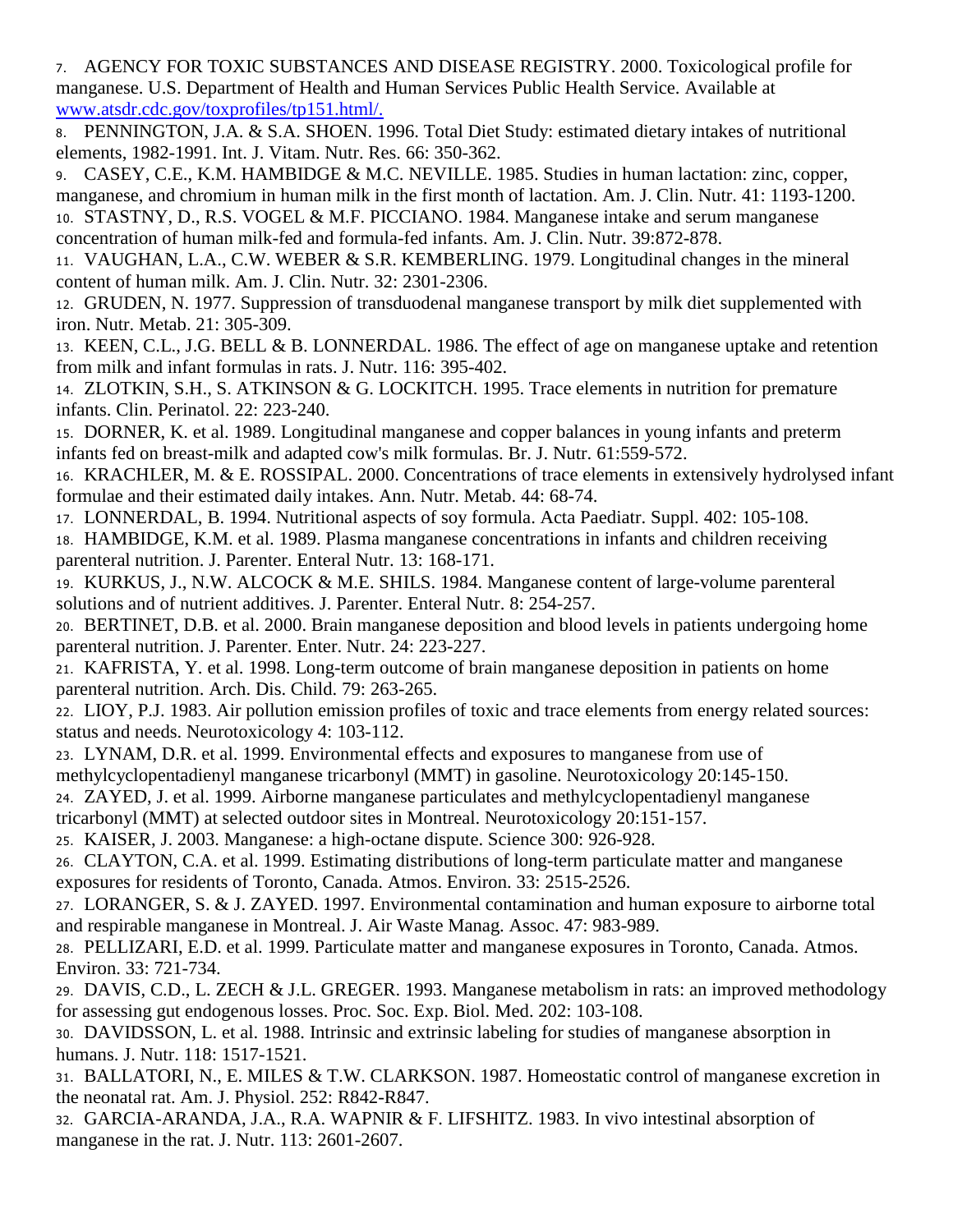7. AGENCY FOR TOXIC SUBSTANCES AND DISEASE REGISTRY. 2000. Toxicological profile for manganese. U.S. Department of Health and Human Services Public Health Service. Available at [www.atsdr.cdc.gov/toxprofiles/tp151.html/.](www.atsdr.cdc.gov/toxprofiles/tp151.html/.)
8. PENNINGTON, J.A. & S.A. SHOEN. 1996. Total Diet Study: estimated dietary intakes of nutritional elements, 1982-1991. Int. J. Vitam. Nutr. Res. 66: 350-362.
9. CASEY, C.E., K.M. HAMBIDGE & M.C. NEVILLE. 1985. Studies in human lactation: zinc, copper, manganese, and chromium in human milk in the first month of lactation. Am. J. Clin. Nutr. 41: 1193-1200.
10. STASTNY, D., R.S. VOGEL & M.F. PICCIANO. 1984. Manganese intake and serum manganese concentration of human milk-fed and formula-fed infants. Am. J. Clin. Nutr. 39:872-878.
11. VAUGHAN, L.A., C.W. WEBER & S.R. KEMBERLING. 1979. Longitudinal changes in the mineral content of human milk. Am. J. Clin. Nutr. 32: 2301-2306.
12. GRUDEN, N. 1977. Suppression of transduodenal manganese transport by milk diet supplemented with iron. Nutr. Metab. 21: 305-309.
13. KEEN, C.L., J.G. BELL & B. LONNERDAL. 1986. The effect of age on manganese uptake and retention from milk and infant formulas in rats. J. Nutr. 116: 395-402.
14. ZLOTKIN, S.H., S. ATKINSON & G. LOCKITCH. 1995. Trace elements in nutrition for premature infants. Clin. Perinatol. 22: 223-240.
15. DORNER, K. et al. 1989. Longitudinal manganese and copper balances in young infants and preterm infants fed on breast-milk and adapted cow's milk formulas. Br. J. Nutr. 61:559-572.
16. KRACHLER, M. & E. ROSSIPAL. 2000. Concentrations of trace elements in extensively hydrolysed infant formulae and their estimated daily intakes. Ann. Nutr. Metab. 44: 68-74.
17. LONNERDAL, B. 1994. Nutritional aspects of soy formula. Acta Paediatr. Suppl. 402: 105-108.
18. HAMBIDGE, K.M. et al. 1989. Plasma manganese concentrations in infants and children receiving parenteral nutrition. J. Parenter. Enteral Nutr. 13: 168-171.
19. KURKUS, J., N.W. ALCOCK & M.E. SHILS. 1984. Manganese content of large-volume parenteral solutions and of nutrient additives. J. Parenter. Enteral Nutr. 8: 254-257.
20. BERTINET, D.B. et al. 2000. Brain manganese deposition and blood levels in patients undergoing home parenteral nutrition. J. Parenter. Enter. Nutr. 24: 223-227.
21. KAFRISTA, Y. et al. 1998. Long-term outcome of brain manganese deposition in patients on home parenteral nutrition. Arch. Dis. Child. 79: 263-265.
22. LIOY, P.J. 1983. Air pollution emission profiles of toxic and trace elements from energy related sources: status and needs. Neurotoxicology 4: 103-112.
23. LYNAM, D.R. et al. 1999. Environmental effects and exposures to manganese from use of methylcyclopentadienyl manganese tricarbonyl (MMT) in gasoline. Neurotoxicology 20:145-150.
24. ZAYED, J. et al. 1999. Airborne manganese particulates and methylcyclopentadienyl manganese tricarbonyl (MMT) at selected outdoor sites in Montreal. Neurotoxicology 20:151-157.
25. KAISER, J. 2003. Manganese: a high-octane dispute. Science 300: 926-928.
26. CLAYTON, C.A. et al. 1999. Estimating distributions of long-term particulate matter and manganese exposures for residents of Toronto, Canada. Atmos. Environ. 33: 2515-2526.
27. LORANGER, S. & J. ZAYED. 1997. Environmental contamination and human exposure to airborne total and respirable manganese in Montreal. J. Air Waste Manag. Assoc. 47: 983-989.
28. PELLIZARI, E.D. et al. 1999. Particulate matter and manganese exposures in Toronto, Canada. Atmos. Environ. 33: 721-734.
29. DAVIS, C.D., L. ZECH & J.L. GREGER. 1993. Manganese metabolism in rats: an improved methodology for assessing gut endogenous losses. Proc. Soc. Exp. Biol. Med. 202: 103-108.
30. DAVIDSSON, L. et al. 1988. Intrinsic and extrinsic labeling for studies of manganese absorption in humans. J. Nutr. 118: 1517-1521.
31. BALLATORI, N., E. MILES & T.W. CLARKSON. 1987. Homeostatic control of manganese excretion in the neonatal rat. Am. J. Physiol. 252: R842-R847.
32. GARCIA-ARANDA, J.A., R.A. WAPNIR & F. LIFSHITZ. 1983. In vivo intestinal absorption of manganese in the rat. J. Nutr. 113: 2601-2607.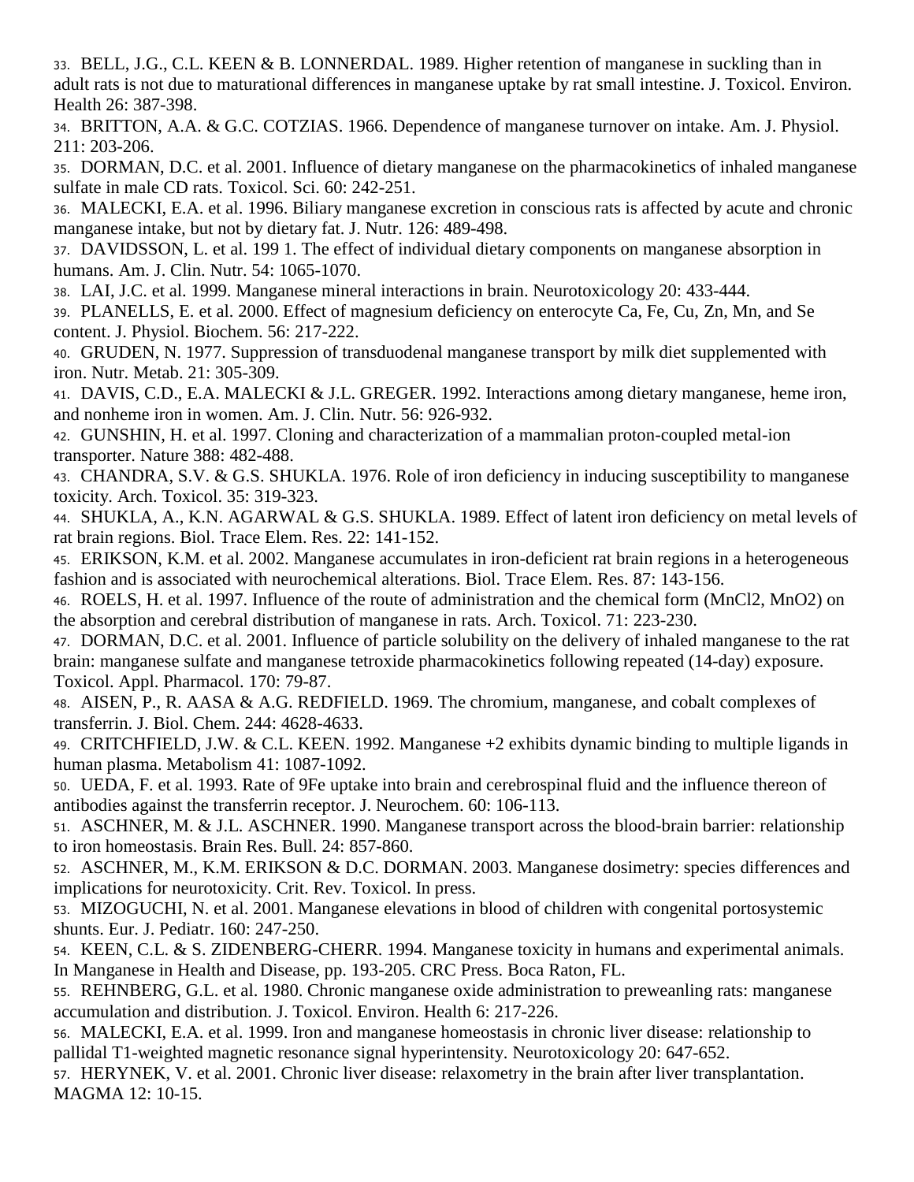33. BELL, J.G., C.L. KEEN & B. LONNERDAL. 1989. Higher retention of manganese in suckling than in adult rats is not due to maturational differences in manganese uptake by rat small intestine. J. Toxicol. Environ. Health 26: 387-398.

34. BRITTON, A.A. & G.C. COTZIAS. 1966. Dependence of manganese turnover on intake. Am. J. Physiol. 211: 203-206.

35. DORMAN, D.C. et al. 2001. Influence of dietary manganese on the pharmacokinetics of inhaled manganese sulfate in male CD rats. Toxicol. Sci. 60: 242-251.

36. MALECKI, E.A. et al. 1996. Biliary manganese excretion in conscious rats is affected by acute and chronic manganese intake, but not by dietary fat. J. Nutr. 126: 489-498.

37. DAVIDSSON, L. et al. 199 1. The effect of individual dietary components on manganese absorption in humans. Am. J. Clin. Nutr. 54: 1065-1070.

38. LAI, J.C. et al. 1999. Manganese mineral interactions in brain. Neurotoxicology 20: 433-444.

39. PLANELLS, E. et al. 2000. Effect of magnesium deficiency on enterocyte Ca, Fe, Cu, Zn, Mn, and Se content. J. Physiol. Biochem. 56: 217-222.

40. GRUDEN, N. 1977. Suppression of transduodenal manganese transport by milk diet supplemented with iron. Nutr. Metab. 21: 305-309.

41. DAVIS, C.D., E.A. MALECKI & J.L. GREGER. 1992. Interactions among dietary manganese, heme iron, and nonheme iron in women. Am. J. Clin. Nutr. 56: 926-932.

42. GUNSHIN, H. et al. 1997. Cloning and characterization of a mammalian proton-coupled metal-ion transporter. Nature 388: 482-488.

43. CHANDRA, S.V. & G.S. SHUKLA. 1976. Role of iron deficiency in inducing susceptibility to manganese toxicity. Arch. Toxicol. 35: 319-323.

44. SHUKLA, A., K.N. AGARWAL & G.S. SHUKLA. 1989. Effect of latent iron deficiency on metal levels of rat brain regions. Biol. Trace Elem. Res. 22: 141-152.

45. ERIKSON, K.M. et al. 2002. Manganese accumulates in iron-deficient rat brain regions in a heterogeneous fashion and is associated with neurochemical alterations. Biol. Trace Elem. Res. 87: 143-156.

46. ROELS, H. et al. 1997. Influence of the route of administration and the chemical form ($MnCl_2$, $MnO_2$) on the absorption and cerebral distribution of manganese in rats. Arch. Toxicol. 71: 223-230.

47. DORMAN, D.C. et al. 2001. Influence of particle solubility on the delivery of inhaled manganese to the rat brain: manganese sulfate and manganese tetroxide pharmacokinetics following repeated (14-day) exposure. Toxicol. Appl. Pharmacol. 170: 79-87.

48. AISEN, P., R. AASA & A.G. REDFIELD. 1969. The chromium, manganese, and cobalt complexes of transferrin. J. Biol. Chem. 244: 4628-4633.

49. CRITCHFIELD, J.W. & C.L. KEEN. 1992. Manganese +2 exhibits dynamic binding to multiple ligands in human plasma. Metabolism 41: 1087-1092.

50. UEDA, F. et al. 1993. Rate of 9Fe uptake into brain and cerebrospinal fluid and the influence thereon of antibodies against the transferrin receptor. J. Neurochem. 60: 106-113.

51. ASCHNER, M. & J.L. ASCHNER. 1990. Manganese transport across the blood-brain barrier: relationship to iron homeostasis. Brain Res. Bull. 24: 857-860.

52. ASCHNER, M., K.M. ERIKSON & D.C. DORMAN. 2003. Manganese dosimetry: species differences and implications for neurotoxicity. Crit. Rev. Toxicol. In press.

53. MIZOGUCHI, N. et al. 2001. Manganese elevations in blood of children with congenital portosystemic shunts. Eur. J. Pediatr. 160: 247-250.

54. KEEN, C.L. & S. ZIDENBERG-CHERR. 1994. Manganese toxicity in humans and experimental animals. In Manganese in Health and Disease, pp. 193-205. CRC Press. Boca Raton, FL.

55. REHNBERG, G.L. et al. 1980. Chronic manganese oxide administration to preweanling rats: manganese accumulation and distribution. J. Toxicol. Environ. Health 6: 217-226.

56. MALECKI, E.A. et al. 1999. Iron and manganese homeostasis in chronic liver disease: relationship to pallidal T1-weighted magnetic resonance signal hyperintensity. Neurotoxicology 20: 647-652.

57. HERYNEK, V. et al. 2001. Chronic liver disease: relaxometry in the brain after liver transplantation. MAGMA 12: 10-15.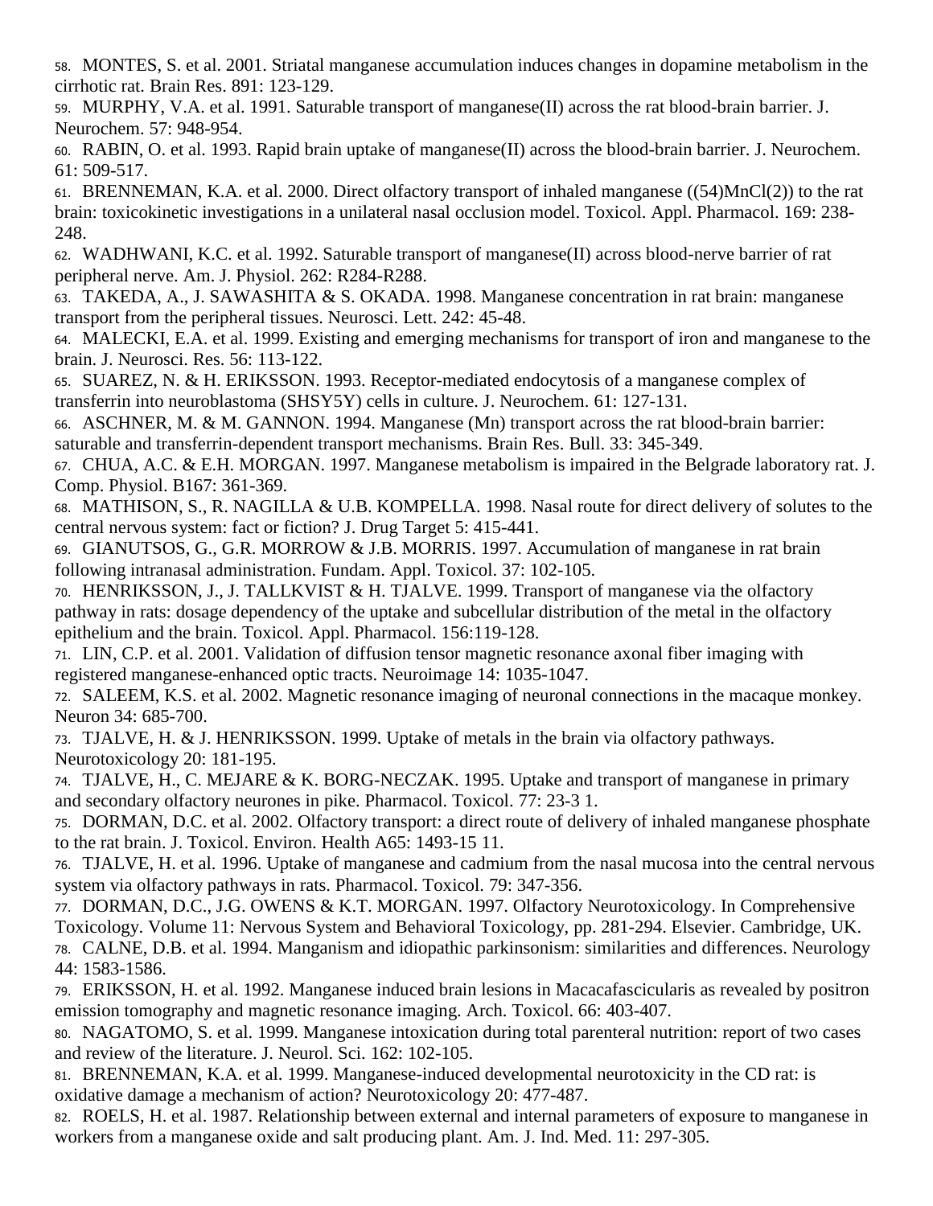58. MONTES, S. et al. 2001. Striatal manganese accumulation induces changes in dopamine metabolism in the cirrhotic rat. Brain Res. 891: 123-129.

59. MURPHY, V.A. et al. 1991. Saturable transport of manganese(II) across the rat blood-brain barrier. J. Neurochem. 57: 948-954.

60. RABIN, O. et al. 1993. Rapid brain uptake of manganese(II) across the blood-brain barrier. J. Neurochem. 61: 509-517.

61. BRENNEMAN, K.A. et al. 2000. Direct olfactory transport of inhaled manganese ((54)MnCl(2)) to the rat brain: toxicokinetic investigations in a unilateral nasal occlusion model. Toxicol. Appl. Pharmacol. 169: 238-248.

62. WADHWANI, K.C. et al. 1992. Saturable transport of manganese(II) across blood-nerve barrier of rat peripheral nerve. Am. J. Physiol. 262: R284-R288.

63. TAKEDA, A., J. SAWASHITA & S. OKADA. 1998. Manganese concentration in rat brain: manganese transport from the peripheral tissues. Neurosci. Lett. 242: 45-48.

64. MALECKI, E.A. et al. 1999. Existing and emerging mechanisms for transport of iron and manganese to the brain. J. Neurosci. Res. 56: 113-122.

65. SUAREZ, N. & H. ERIKSSON. 1993. Receptor-mediated endocytosis of a manganese complex of transferrin into neuroblastoma (SHSY5Y) cells in culture. J. Neurochem. 61: 127-131.

66. ASCHNER, M. & M. GANNON. 1994. Manganese (Mn) transport across the rat blood-brain barrier: saturable and transferrin-dependent transport mechanisms. Brain Res. Bull. 33: 345-349.

67. CHUA, A.C. & E.H. MORGAN. 1997. Manganese metabolism is impaired in the Belgrade laboratory rat. J. Comp. Physiol. B167: 361-369.

68. MATHISON, S., R. NAGILLA & U.B. KOMPELLA. 1998. Nasal route for direct delivery of solutes to the central nervous system: fact or fiction? J. Drug Target 5: 415-441.

69. GIANUTSOS, G., G.R. MORROW & J.B. MORRIS. 1997. Accumulation of manganese in rat brain following intranasal administration. Fundam. Appl. Toxicol. 37: 102-105.

70. HENRIKSSON, J., J. TALLKVIST & H. TJALVE. 1999. Transport of manganese via the olfactory pathway in rats: dosage dependency of the uptake and subcellular distribution of the metal in the olfactory epithelium and the brain. Toxicol. Appl. Pharmacol. 156:119-128.

71. LIN, C.P. et al. 2001. Validation of diffusion tensor magnetic resonance axonal fiber imaging with registered manganese-enhanced optic tracts. Neuroimage 14: 1035-1047.

72. SALEEM, K.S. et al. 2002. Magnetic resonance imaging of neuronal connections in the macaque monkey. Neuron 34: 685-700.

73. TJALVE, H. & J. HENRIKSSON. 1999. Uptake of metals in the brain via olfactory pathways. Neurotoxicology 20: 181-195.

74. TJALVE, H., C. MEJARE & K. BORG-NECZAK. 1995. Uptake and transport of manganese in primary and secondary olfactory neurones in pike. Pharmacol. Toxicol. 77: 23-3 1.

75. DORMAN, D.C. et al. 2002. Olfactory transport: a direct route of delivery of inhaled manganese phosphate to the rat brain. J. Toxicol. Environ. Health A65: 1493-15 11.

76. TJALVE, H. et al. 1996. Uptake of manganese and cadmium from the nasal mucosa into the central nervous system via olfactory pathways in rats. Pharmacol. Toxicol. 79: 347-356.

77. DORMAN, D.C., J.G. OWENS & K.T. MORGAN. 1997. Olfactory Neurotoxicology. In Comprehensive Toxicology. Volume 11: Nervous System and Behavioral Toxicology, pp. 281-294. Elsevier. Cambridge, UK.

78. CALNE, D.B. et al. 1994. Manganism and idiopathic parkinsonism: similarities and differences. Neurology 44: 1583-1586.

79. ERIKSSON, H. et al. 1992. Manganese induced brain lesions in Macacafascicularis as revealed by positron emission tomography and magnetic resonance imaging. Arch. Toxicol. 66: 403-407.

80. NAGATOMO, S. et al. 1999. Manganese intoxication during total parenteral nutrition: report of two cases and review of the literature. J. Neurol. Sci. 162: 102-105.

81. BRENNEMAN, K.A. et al. 1999. Manganese-induced developmental neurotoxicity in the CD rat: is oxidative damage a mechanism of action? Neurotoxicology 20: 477-487.

82. ROELS, H. et al. 1987. Relationship between external and internal parameters of exposure to manganese in workers from a manganese oxide and salt producing plant. Am. J. Ind. Med. 11: 297-305.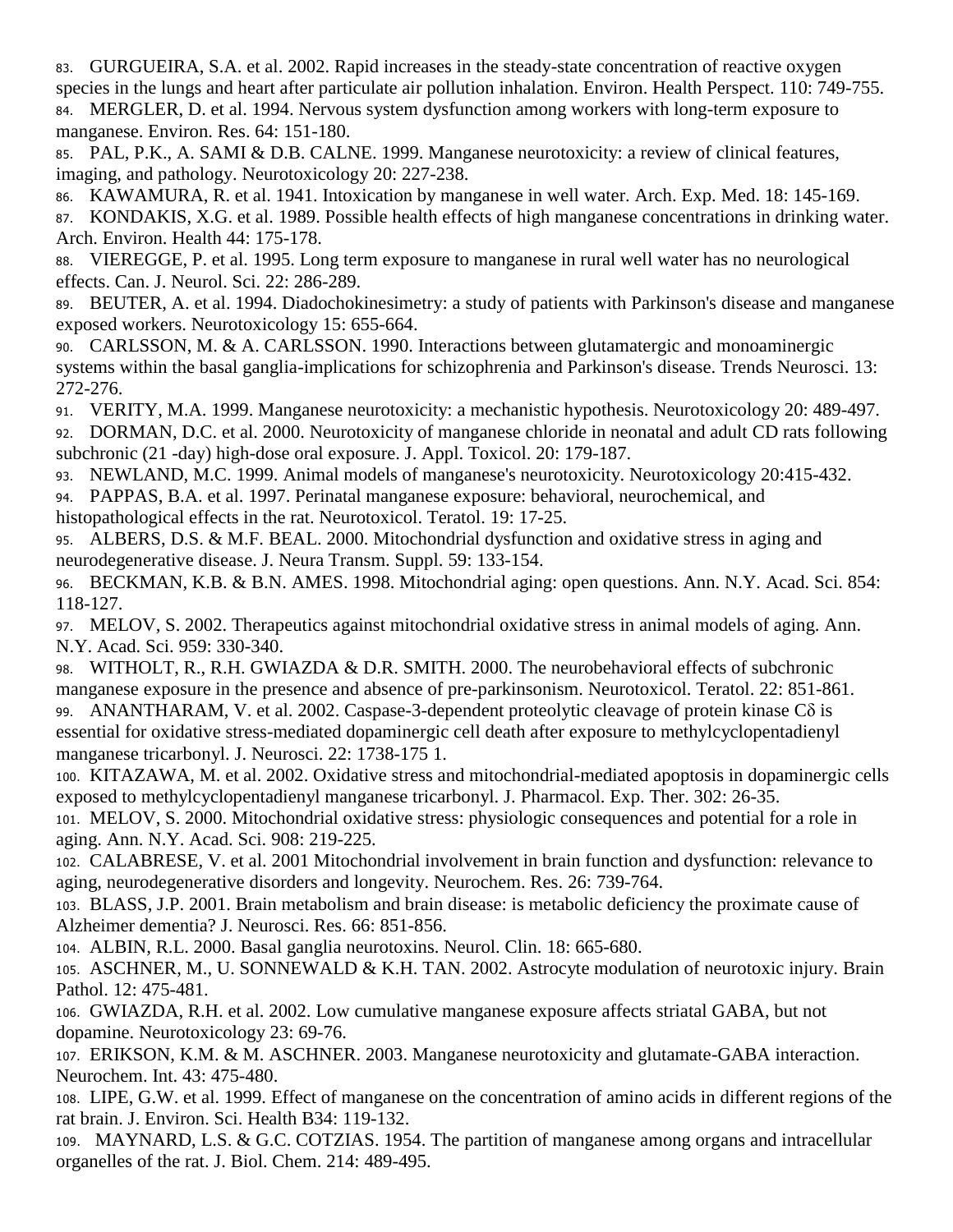83. GURGUEIRA, S.A. et al. 2002. Rapid increases in the steady-state concentration of reactive oxygen species in the lungs and heart after particulate air pollution inhalation. Environ. Health Perspect. 110: 749-755.

84. MERGLER, D. et al. 1994. Nervous system dysfunction among workers with long-term exposure to manganese. Environ. Res. 64: 151-180.

85. PAL, P.K., A. SAMI & D.B. CALNE. 1999. Manganese neurotoxicity: a review of clinical features, imaging, and pathology. Neurotoxicology 20: 227-238.

86. KAWAMURA, R. et al. 1941. Intoxication by manganese in well water. Arch. Exp. Med. 18: 145-169.

87. KONDAKIS, X.G. et al. 1989. Possible health effects of high manganese concentrations in drinking water. Arch. Environ. Health 44: 175-178.

88. VIEREGGE, P. et al. 1995. Long term exposure to manganese in rural well water has no neurological effects. Can. J. Neurol. Sci. 22: 286-289.

89. BEUTER, A. et al. 1994. Diadochokinesimetry: a study of patients with Parkinson's disease and manganese exposed workers. Neurotoxicology 15: 655-664.

90. CARLSSON, M. & A. CARLSSON. 1990. Interactions between glutamatergic and monoaminergic systems within the basal ganglia-implications for schizophrenia and Parkinson's disease. Trends Neurosci. 13: 272-276.

91. VERITY, M.A. 1999. Manganese neurotoxicity: a mechanistic hypothesis. Neurotoxicology 20: 489-497.

92. DORMAN, D.C. et al. 2000. Neurotoxicity of manganese chloride in neonatal and adult CD rats following subchronic (21 -day) high-dose oral exposure. J. Appl. Toxicol. 20: 179-187.

93. NEWLAND, M.C. 1999. Animal models of manganese's neurotoxicity. Neurotoxicology 20:415-432.

94. PAPPAS, B.A. et al. 1997. Perinatal manganese exposure: behavioral, neurochemical, and histopathological effects in the rat. Neurotoxicol. Teratol. 19: 17-25.

95. ALBERS, D.S. & M.F. BEAL. 2000. Mitochondrial dysfunction and oxidative stress in aging and neurodegenerative disease. J. Neura Transm. Suppl. 59: 133-154.

96. BECKMAN, K.B. & B.N. AMES. 1998. Mitochondrial aging: open questions. Ann. N.Y. Acad. Sci. 854: 118-127.

97. MELOV, S. 2002. Therapeutics against mitochondrial oxidative stress in animal models of aging. Ann. N.Y. Acad. Sci. 959: 330-340.

98. WITHOLT, R., R.H. GWIAZDA & D.R. SMITH. 2000. The neurobehavioral effects of subchronic manganese exposure in the presence and absence of pre-parkinsonism. Neurotoxicol. Teratol. 22: 851-861.

99. ANANTHARAM, V. et al. 2002. Caspase-3-dependent proteolytic cleavage of protein kinase Cδ is essential for oxidative stress-mediated dopaminergic cell death after exposure to methylcyclopentadienyl manganese tricarbonyl. J. Neurosci. 22: 1738-175 1.

100. KITAZAWA, M. et al. 2002. Oxidative stress and mitochondrial-mediated apoptosis in dopaminergic cells exposed to methylcyclopentadienyl manganese tricarbonyl. J. Pharmacol. Exp. Ther. 302: 26-35.

101. MELOV, S. 2000. Mitochondrial oxidative stress: physiologic consequences and potential for a role in aging. Ann. N.Y. Acad. Sci. 908: 219-225.

102. CALABRESE, V. et al. 2001 Mitochondrial involvement in brain function and dysfunction: relevance to aging, neurodegenerative disorders and longevity. Neurochem. Res. 26: 739-764.

103. BLASS, J.P. 2001. Brain metabolism and brain disease: is metabolic deficiency the proximate cause of Alzheimer dementia? J. Neurosci. Res. 66: 851-856.

104. ALBIN, R.L. 2000. Basal ganglia neurotoxins. Neurol. Clin. 18: 665-680.

105. ASCHNER, M., U. SONNEWALD & K.H. TAN. 2002. Astrocyte modulation of neurotoxic injury. Brain Pathol. 12: 475-481.

106. GWIAZDA, R.H. et al. 2002. Low cumulative manganese exposure affects striatal GABA, but not dopamine. Neurotoxicology 23: 69-76.

107. ERIKSON, K.M. & M. ASCHNER. 2003. Manganese neurotoxicity and glutamate-GABA interaction. Neurochem. Int. 43: 475-480.

108. LIPE, G.W. et al. 1999. Effect of manganese on the concentration of amino acids in different regions of the rat brain. J. Environ. Sci. Health B34: 119-132.

109. MAYNARD, L.S. & G.C. COTZIAS. 1954. The partition of manganese among organs and intracellular organelles of the rat. J. Biol. Chem. 214: 489-495.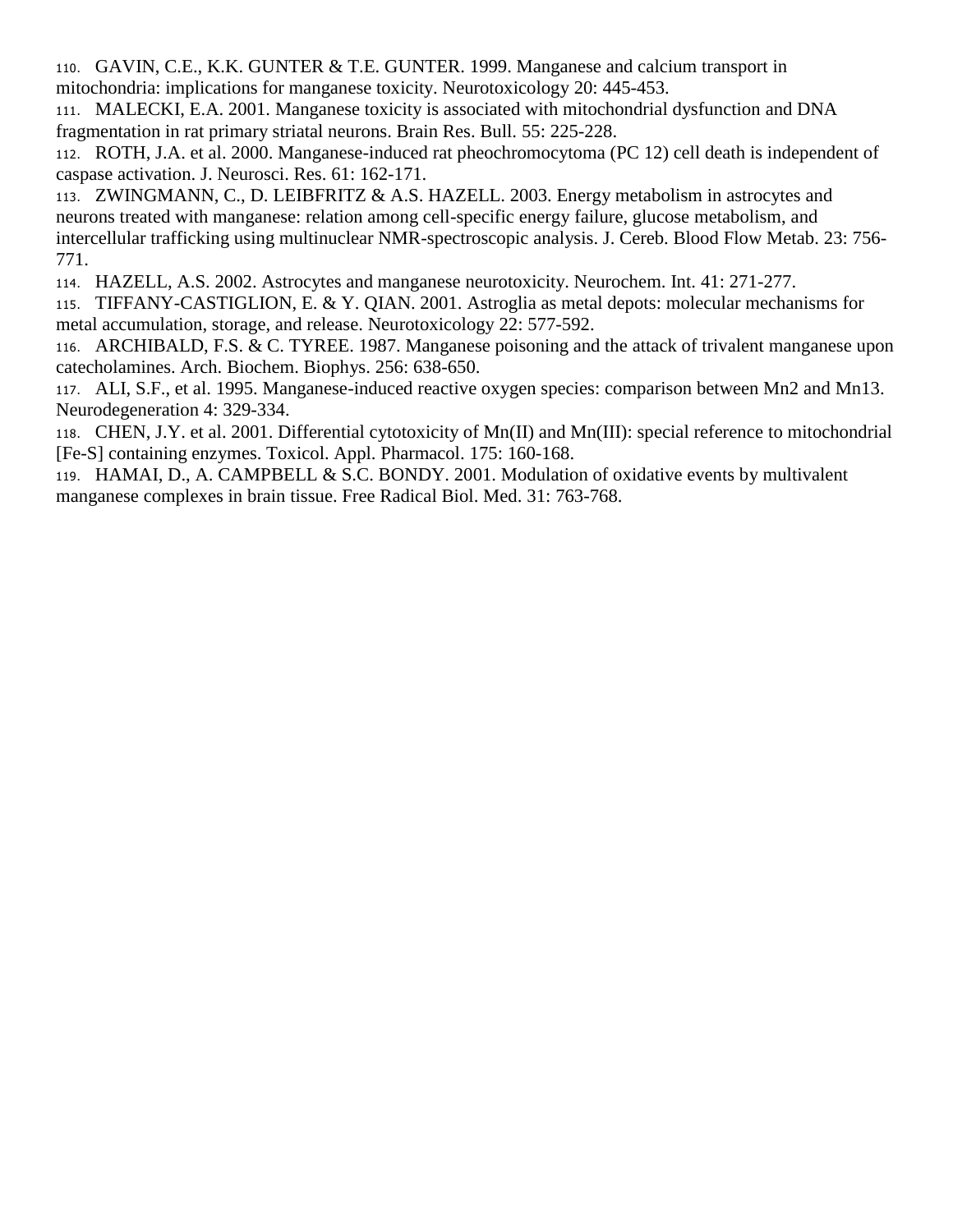110. GAVIN, C.E., K.K. GUNTER & T.E. GUNTER. 1999. Manganese and calcium transport in mitochondria: implications for manganese toxicity. Neurotoxicology 20: 445-453.

111. MALECKI, E.A. 2001. Manganese toxicity is associated with mitochondrial dysfunction and DNA fragmentation in rat primary striatal neurons. Brain Res. Bull. 55: 225-228.

112. ROTH, J.A. et al. 2000. Manganese-induced rat pheochromocytoma (PC 12) cell death is independent of caspase activation. J. Neurosci. Res. 61: 162-171.

113. ZWINGMANN, C., D. LEIBFRITZ & A.S. HAZELL. 2003. Energy metabolism in astrocytes and neurons treated with manganese: relation among cell-specific energy failure, glucose metabolism, and intercellular trafficking using multinuclear NMR-spectroscopic analysis. J. Cereb. Blood Flow Metab. 23: 756-771.

114. HAZELL, A.S. 2002. Astrocytes and manganese neurotoxicity. Neurochem. Int. 41: 271-277.

115. TIFFANY-CASTIGLION, E. & Y. QIAN. 2001. Astroglia as metal depots: molecular mechanisms for metal accumulation, storage, and release. Neurotoxicology 22: 577-592.

116. ARCHIBALD, F.S. & C. TYREE. 1987. Manganese poisoning and the attack of trivalent manganese upon catecholamines. Arch. Biochem. Biophys. 256: 638-650.

117. ALI, S.F., et al. 1995. Manganese-induced reactive oxygen species: comparison between Mn2 and Mn13. Neurodegeneration 4: 329-334.

118. CHEN, J.Y. et al. 2001. Differential cytotoxicity of Mn(II) and Mn(III): special reference to mitochondrial [Fe-S] containing enzymes. Toxicol. Appl. Pharmacol. 175: 160-168.

119. HAMAI, D., A. CAMPBELL & S.C. BONDY. 2001. Modulation of oxidative events by multivalent manganese complexes in brain tissue. Free Radical Biol. Med. 31: 763-768.